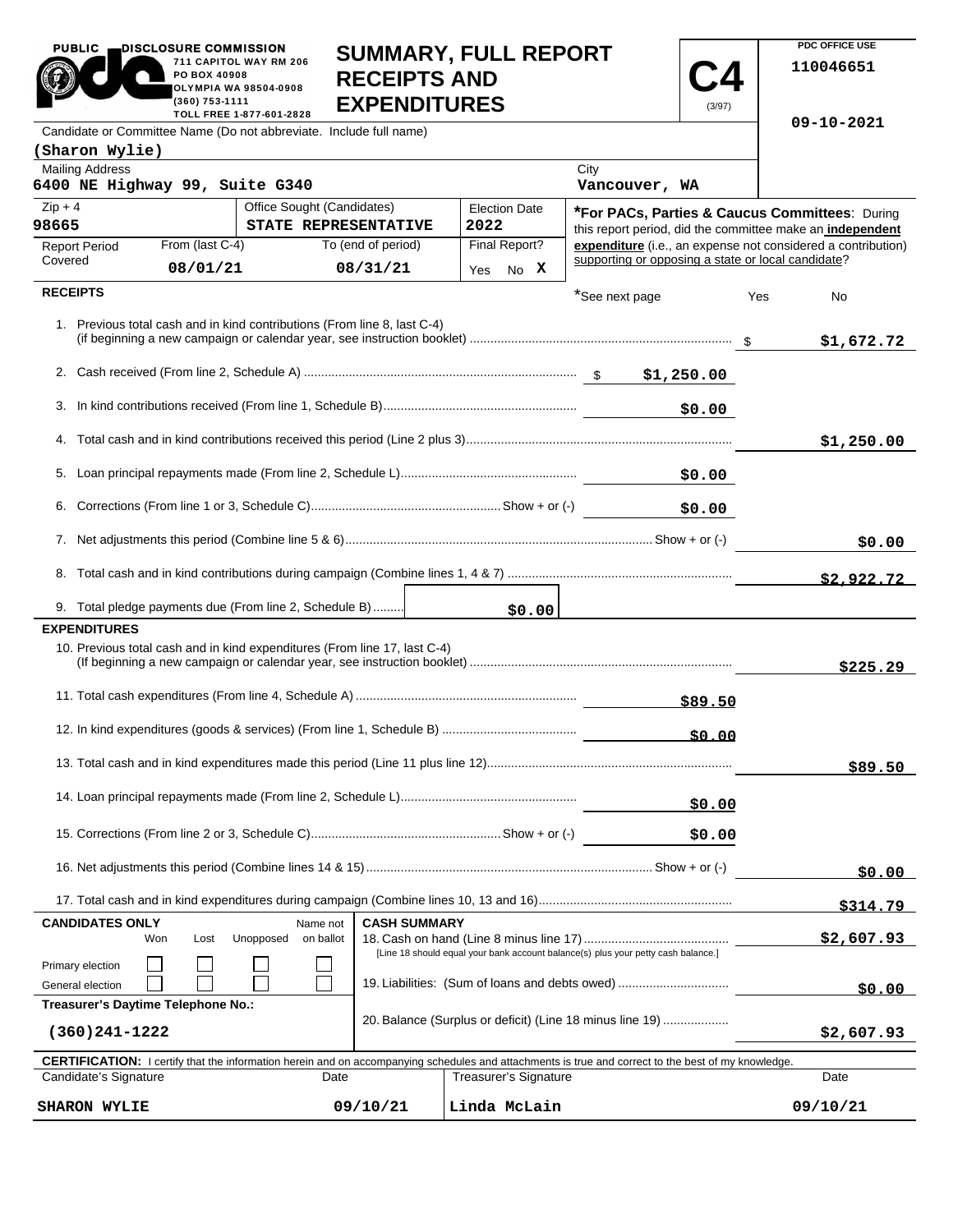PUBLIC DISCLOSURE COMMISSION
711 CAPITOL WAY RM 206
PO BOX 40908
OLYMPIA WA 98504-0908
(360) 753-1111
TOLL FREE 1-877-601-2828

# SUMMARY, FULL REPORT RECEIPTS AND EXPENDITURES

**C4** (3/97)

PDC OFFICE USE
110046651
09-10-2021

| Candidate or Committee Name (Do not abbreviate. Include full name) | | | |
|---|---|---|---|
| (Sharon Wylie) | | | |
| Mailing Address: 6400 NE Highway 99, Suite G340 | | City: Vancouver, WA | |
| Zip + 4: 98665 | Office Sought (Candidates): STATE REPRESENTATIVE | Election Date: 2022 | |
| Report Period Covered | From (last C-4): 08/01/21 | To (end of period): 08/31/21 | Final Report? Yes No X |

***For PACs, Parties & Caucus Committees**: During this report period, did the committee make an **independent expenditure** (i.e., an expense not considered a contribution) supporting or opposing a state or local candidate?

## RECEIPTS

*See next page — Yes — No

| Line | Description | Amount | Total |
|---|---|---|---|
| 1. | Previous total cash and in kind contributions (From line 8, last C-4) (if beginning a new campaign or calendar year, see instruction booklet) | | $1,672.72 |
| 2. | Cash received (From line 2, Schedule A) | $1,250.00 | |
| 3. | In kind contributions received (From line 1, Schedule B) | $0.00 | |
| 4. | Total cash and in kind contributions received this period (Line 2 plus 3) | | $1,250.00 |
| 5. | Loan principal repayments made (From line 2, Schedule L) | $0.00 | |
| 6. | Corrections (From line 1 or 3, Schedule C) Show + or (-) | $0.00 | |
| 7. | Net adjustments this period (Combine line 5 & 6) Show + or (-) | | $0.00 |
| 8. | Total cash and in kind contributions during campaign (Combine lines 1, 4 & 7) | | $2,922.72 |
| 9. | Total pledge payments due (From line 2, Schedule B) | $0.00 | |

## EXPENDITURES

| Line | Description | Amount | Total |
|---|---|---|---|
| 10. | Previous total cash and in kind expenditures (From line 17, last C-4) (If beginning a new campaign or calendar year, see instruction booklet) | | $225.29 |
| 11. | Total cash expenditures (From line 4, Schedule A) | $89.50 | |
| 12. | In kind expenditures (goods & services) (From line 1, Schedule B) | $0.00 | |
| 13. | Total cash and in kind expenditures made this period (Line 11 plus line 12) | | $89.50 |
| 14. | Loan principal repayments made (From line 2, Schedule L) | $0.00 | |
| 15. | Corrections (From line 2 or 3, Schedule C) Show + or (-) | $0.00 | |
| 16. | Net adjustments this period (Combine lines 14 & 15) Show + or (-) | | $0.00 |
| 17. | Total cash and in kind expenditures during campaign (Combine lines 10, 13 and 16) | | $314.79 |

| CANDIDATES ONLY | Won | Lost | Unopposed | Name not on ballot |
|---|---|---|---|---|
| Primary election | ☐ | ☐ | ☐ | ☐ |
| General election | ☐ | ☐ | ☐ | ☐ |

**Treasurer's Daytime Telephone No.:** (360)241-1222

## CASH SUMMARY

| Line | Description | Total |
|---|---|---|
| 18. | Cash on hand (Line 8 minus line 17) [Line 18 should equal your bank account balance(s) plus your petty cash balance.] | $2,607.93 |
| 19. | Liabilities: (Sum of loans and debts owed) | $0.00 |
| 20. | Balance (Surplus or deficit) (Line 18 minus line 19) | $2,607.93 |

**CERTIFICATION:** I certify that the information herein and on accompanying schedules and attachments is true and correct to the best of my knowledge.

| Candidate's Signature | Date | Treasurer's Signature | Date |
|---|---|---|---|
| SHARON WYLIE | 09/10/21 | Linda McLain | 09/10/21 |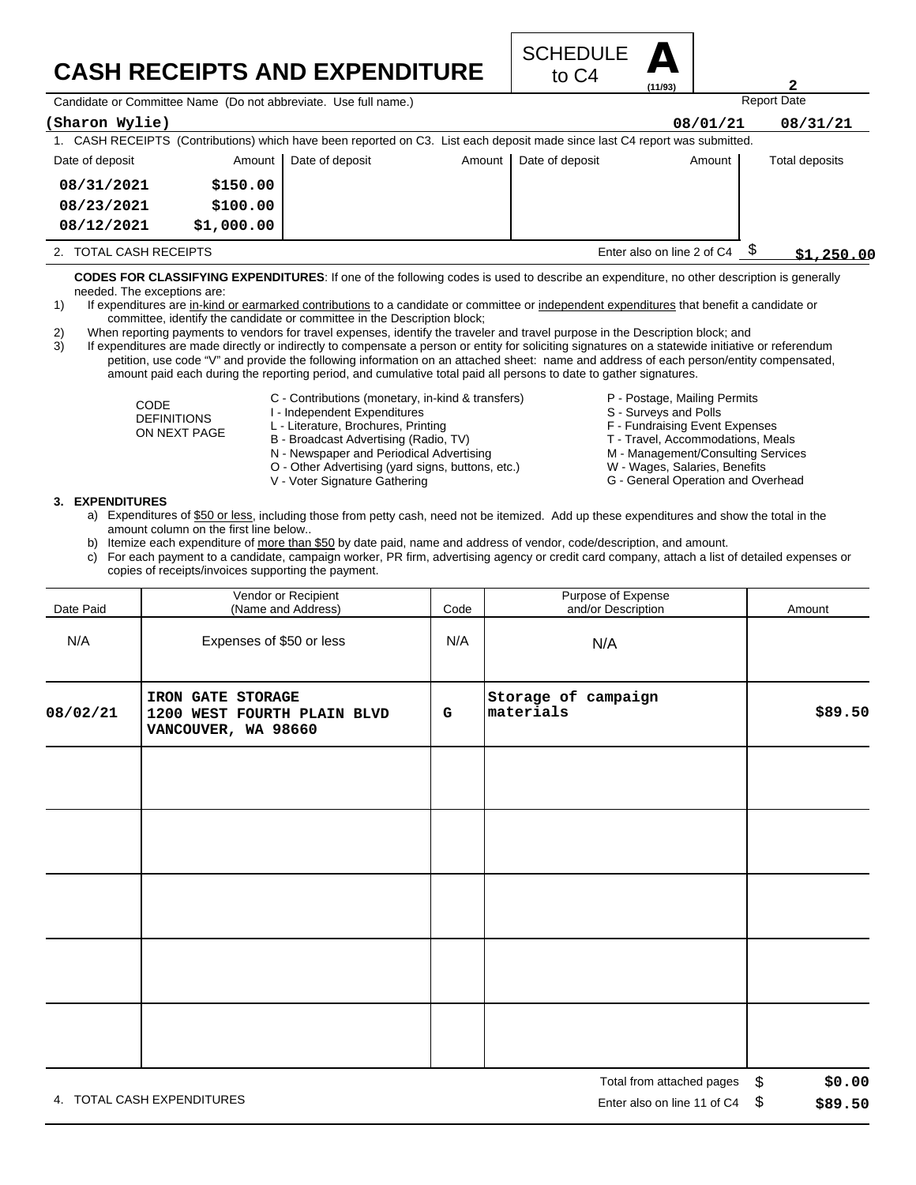# CASH RECEIPTS AND EXPENDITURE

SCHEDULE **A** to C4 (11/93)

**2**

Candidate or Committee Name (Do not abbreviate. Use full name.)

**(Sharon Wylie)**

Report Date: **08/01/21** **08/31/21**

1. CASH RECEIPTS (Contributions) which have been reported on C3. List each deposit made since last C4 report was submitted.

| Date of deposit | Amount | Date of deposit | Amount | Date of deposit | Amount | Total deposits |
|---|---|---|---|---|---|---|
| 08/31/2021 | $150.00 | | | | | |
| 08/23/2021 | $100.00 | | | | | |
| 08/12/2021 | $1,000.00 | | | | | |

2. TOTAL CASH RECEIPTS — Enter also on line 2 of C4 $ **$1,250.00**

**CODES FOR CLASSIFYING EXPENDITURES**: If one of the following codes is used to describe an expenditure, no other description is generally needed. The exceptions are:

1) If expenditures are in-kind or earmarked contributions to a candidate or committee or independent expenditures that benefit a candidate or committee, identify the candidate or committee in the Description block;
2) When reporting payments to vendors for travel expenses, identify the traveler and travel purpose in the Description block; and
3) If expenditures are made directly or indirectly to compensate a person or entity for soliciting signatures on a statewide initiative or referendum petition, use code "V" and provide the following information on an attached sheet: name and address of each person/entity compensated, amount paid each during the reporting period, and cumulative total paid all persons to date to gather signatures.

CODE DEFINITIONS ON NEXT PAGE

- C - Contributions (monetary, in-kind & transfers)
- I - Independent Expenditures
- L - Literature, Brochures, Printing
- B - Broadcast Advertising (Radio, TV)
- N - Newspaper and Periodical Advertising
- O - Other Advertising (yard signs, buttons, etc.)
- V - Voter Signature Gathering
- P - Postage, Mailing Permits
- S - Surveys and Polls
- F - Fundraising Event Expenses
- T - Travel, Accommodations, Meals
- M - Management/Consulting Services
- W - Wages, Salaries, Benefits
- G - General Operation and Overhead

**3. EXPENDITURES**

a) Expenditures of $50 or less, including those from petty cash, need not be itemized. Add up these expenditures and show the total in the amount column on the first line below..

b) Itemize each expenditure of more than $50 by date paid, name and address of vendor, code/description, and amount.

c) For each payment to a candidate, campaign worker, PR firm, advertising agency or credit card company, attach a list of detailed expenses or copies of receipts/invoices supporting the payment.

| Date Paid | Vendor or Recipient (Name and Address) | Code | Purpose of Expense and/or Description | Amount |
|---|---|---|---|---|
| N/A | Expenses of $50 or less | N/A | N/A | |
| 08/02/21 | IRON GATE STORAGE 1200 WEST FOURTH PLAIN BLVD VANCOUVER, WA 98660 | G | Storage of campaign materials | $89.50 |
| | | | | |
| | | | | |
| | | | | |
| | | | | |
| | | | | |

Total from attached pages $ **$0.00**

4. TOTAL CASH EXPENDITURES — Enter also on line 11 of C4 $ **$89.50**